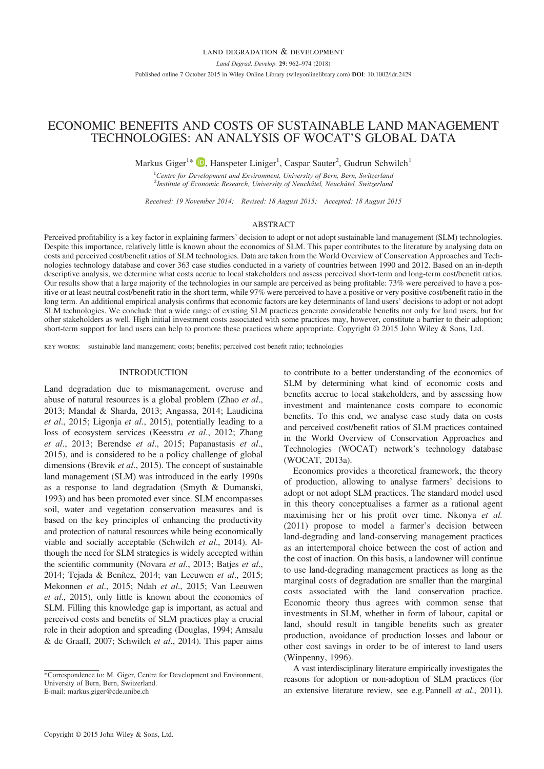LAND DEGRADATION & DEVELOPMENT

*Land Degrad. Develop.* **29**: 962–974 (2018)

Published online 7 October 2015 in Wiley Online Library (wileyonlinelibrary.com) **DOI**: 10.1002/ldr.2429

# ECONOMIC BENEFITS AND COSTS OF SUSTAINABLE LAND MANAGEMENT TECHNOLOGIES: AN ANALYSIS OF WOCAT'S GLOBAL DATA

Markus Giger[1]*, Hanspeter Liniger[1], Caspar Sauter[2], Gudrun Schwilch[1]

[1]*Centre for Development and Environment, University of Bern, Bern, Switzerland*
[2]*Institute of Economic Research, University of Neuchâtel, Neuchâtel, Switzerland*

*Received: 19 November 2014; Revised: 18 August 2015; Accepted: 18 August 2015*

## ABSTRACT

Perceived profitability is a key factor in explaining farmers' decision to adopt or not adopt sustainable land management (SLM) technologies. Despite this importance, relatively little is known about the economics of SLM. This paper contributes to the literature by analysing data on costs and perceived cost/benefit ratios of SLM technologies. Data are taken from the World Overview of Conservation Approaches and Technologies technology database and cover 363 case studies conducted in a variety of countries between 1990 and 2012. Based on an in-depth descriptive analysis, we determine what costs accrue to local stakeholders and assess perceived short-term and long-term cost/benefit ratios. Our results show that a large majority of the technologies in our sample are perceived as being profitable: 73% were perceived to have a positive or at least neutral cost/benefit ratio in the short term, while 97% were perceived to have a positive or very positive cost/benefit ratio in the long term. An additional empirical analysis confirms that economic factors are key determinants of land users' decisions to adopt or not adopt SLM technologies. We conclude that a wide range of existing SLM practices generate considerable benefits not only for land users, but for other stakeholders as well. High initial investment costs associated with some practices may, however, constitute a barrier to their adoption; short-term support for land users can help to promote these practices where appropriate. Copyright © 2015 John Wiley & Sons, Ltd.

KEY WORDS: sustainable land management; costs; benefits; perceived cost benefit ratio; technologies

## INTRODUCTION

Land degradation due to mismanagement, overuse and abuse of natural resources is a global problem (Zhao *et al*., 2013; Mandal & Sharda, 2013; Angassa, 2014; Laudicina *et al*., 2015; Ligonja *et al*., 2015), potentially leading to a loss of ecosystem services (Keesstra *et al*., 2012; Zhang *et al*., 2013; Berendse *et al*., 2015; Papanastasis *et al*., 2015), and is considered to be a policy challenge of global dimensions (Brevik *et al*., 2015). The concept of sustainable land management (SLM) was introduced in the early 1990s as a response to land degradation (Smyth & Dumanski, 1993) and has been promoted ever since. SLM encompasses soil, water and vegetation conservation measures and is based on the key principles of enhancing the productivity and protection of natural resources while being economically viable and socially acceptable (Schwilch *et al*., 2014). Although the need for SLM strategies is widely accepted within the scientific community (Novara *et al*., 2013; Batjes *et al*., 2014; Tejada & Benítez, 2014; van Leeuwen *et al*., 2015; Mekonnen *et al*., 2015; Ndah *et al*., 2015; Van Leeuwen *et al*., 2015), only little is known about the economics of SLM. Filling this knowledge gap is important, as actual and perceived costs and benefits of SLM practices play a crucial role in their adoption and spreading (Douglas, 1994; Amsalu & de Graaff, 2007; Schwilch *et al*., 2014). This paper aims to contribute to a better understanding of the economics of SLM by determining what kind of economic costs and benefits accrue to local stakeholders, and by assessing how investment and maintenance costs compare to economic benefits. To this end, we analyse case study data on costs and perceived cost/benefit ratios of SLM practices contained in the World Overview of Conservation Approaches and Technologies (WOCAT) network's technology database (WOCAT, 2013a).

Economics provides a theoretical framework, the theory of production, allowing to analyse farmers' decisions to adopt or not adopt SLM practices. The standard model used in this theory conceptualises a farmer as a rational agent maximising her or his profit over time. Nkonya *et al.* (2011) propose to model a farmer's decision between land-degrading and land-conserving management practices as an intertemporal choice between the cost of action and the cost of inaction. On this basis, a landowner will continue to use land-degrading management practices as long as the marginal costs of degradation are smaller than the marginal costs associated with the land conservation practice. Economic theory thus agrees with common sense that investments in SLM, whether in form of labour, capital or land, should result in tangible benefits such as greater production, avoidance of production losses and labour or other cost savings in order to be of interest to land users (Winpenny, 1996).

A vast interdisciplinary literature empirically investigates the reasons for adoption or non-adoption of SLM practices (for an extensive literature review, see e.g. Pannell *et al*., 2011).

*Correspondence to: M. Giger, Centre for Development and Environment, University of Bern, Bern, Switzerland.
E-mail: markus.giger@cde.unibe.ch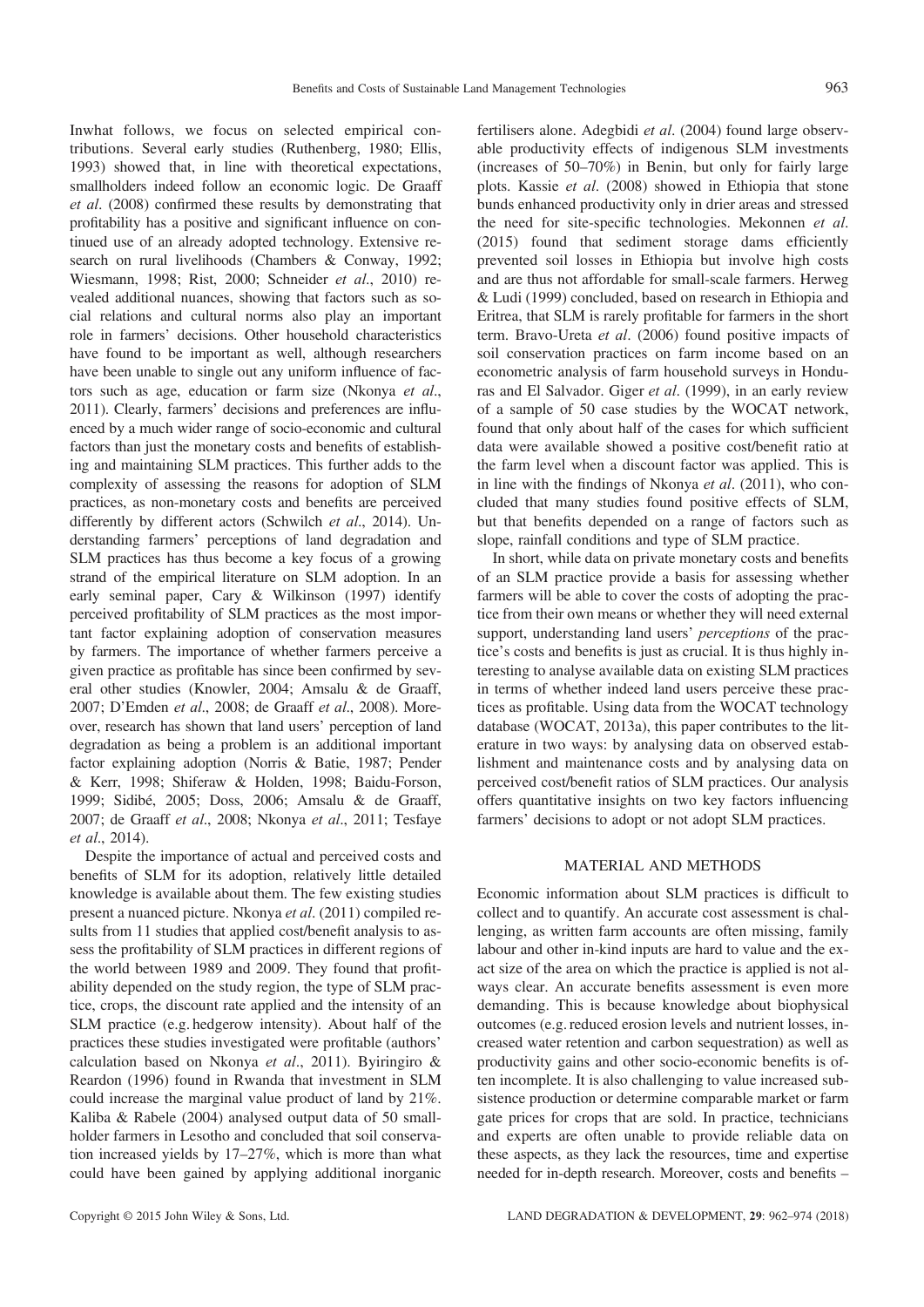Inwhat follows, we focus on selected empirical contributions. Several early studies (Ruthenberg, 1980; Ellis, 1993) showed that, in line with theoretical expectations, smallholders indeed follow an economic logic. De Graaff *et al*. (2008) confirmed these results by demonstrating that profitability has a positive and significant influence on continued use of an already adopted technology. Extensive research on rural livelihoods (Chambers & Conway, 1992; Wiesmann, 1998; Rist, 2000; Schneider *et al*., 2010) revealed additional nuances, showing that factors such as social relations and cultural norms also play an important role in farmers' decisions. Other household characteristics have found to be important as well, although researchers have been unable to single out any uniform influence of factors such as age, education or farm size (Nkonya *et al*., 2011). Clearly, farmers' decisions and preferences are influenced by a much wider range of socio-economic and cultural factors than just the monetary costs and benefits of establishing and maintaining SLM practices. This further adds to the complexity of assessing the reasons for adoption of SLM practices, as non-monetary costs and benefits are perceived differently by different actors (Schwilch *et al*., 2014). Understanding farmers' perceptions of land degradation and SLM practices has thus become a key focus of a growing strand of the empirical literature on SLM adoption. In an early seminal paper, Cary & Wilkinson (1997) identify perceived profitability of SLM practices as the most important factor explaining adoption of conservation measures by farmers. The importance of whether farmers perceive a given practice as profitable has since been confirmed by several other studies (Knowler, 2004; Amsalu & de Graaff, 2007; D'Emden *et al*., 2008; de Graaff *et al*., 2008). Moreover, research has shown that land users' perception of land degradation as being a problem is an additional important factor explaining adoption (Norris & Batie, 1987; Pender & Kerr, 1998; Shiferaw & Holden, 1998; Baidu-Forson, 1999; Sidibé, 2005; Doss, 2006; Amsalu & de Graaff, 2007; de Graaff *et al*., 2008; Nkonya *et al*., 2011; Tesfaye *et al*., 2014).

Despite the importance of actual and perceived costs and benefits of SLM for its adoption, relatively little detailed knowledge is available about them. The few existing studies present a nuanced picture. Nkonya *et al*. (2011) compiled results from 11 studies that applied cost/benefit analysis to assess the profitability of SLM practices in different regions of the world between 1989 and 2009. They found that profitability depended on the study region, the type of SLM practice, crops, the discount rate applied and the intensity of an SLM practice (e.g. hedgerow intensity). About half of the practices these studies investigated were profitable (authors' calculation based on Nkonya *et al*., 2011). Byiringiro & Reardon (1996) found in Rwanda that investment in SLM could increase the marginal value product of land by 21%. Kaliba & Rabele (2004) analysed output data of 50 smallholder farmers in Lesotho and concluded that soil conservation increased yields by 17–27%, which is more than what could have been gained by applying additional inorganic fertilisers alone. Adegbidi *et al*. (2004) found large observable productivity effects of indigenous SLM investments (increases of 50–70%) in Benin, but only for fairly large plots. Kassie *et al*. (2008) showed in Ethiopia that stone bunds enhanced productivity only in drier areas and stressed the need for site-specific technologies. Mekonnen *et al*. (2015) found that sediment storage dams efficiently prevented soil losses in Ethiopia but involve high costs and are thus not affordable for small-scale farmers. Herweg & Ludi (1999) concluded, based on research in Ethiopia and Eritrea, that SLM is rarely profitable for farmers in the short term. Bravo-Ureta *et al*. (2006) found positive impacts of soil conservation practices on farm income based on an econometric analysis of farm household surveys in Honduras and El Salvador. Giger *et al*. (1999), in an early review of a sample of 50 case studies by the WOCAT network, found that only about half of the cases for which sufficient data were available showed a positive cost/benefit ratio at the farm level when a discount factor was applied. This is in line with the findings of Nkonya *et al*. (2011), who concluded that many studies found positive effects of SLM, but that benefits depended on a range of factors such as slope, rainfall conditions and type of SLM practice.

In short, while data on private monetary costs and benefits of an SLM practice provide a basis for assessing whether farmers will be able to cover the costs of adopting the practice from their own means or whether they will need external support, understanding land users' *perceptions* of the practice's costs and benefits is just as crucial. It is thus highly interesting to analyse available data on existing SLM practices in terms of whether indeed land users perceive these practices as profitable. Using data from the WOCAT technology database (WOCAT, 2013a), this paper contributes to the literature in two ways: by analysing data on observed establishment and maintenance costs and by analysing data on perceived cost/benefit ratios of SLM practices. Our analysis offers quantitative insights on two key factors influencing farmers' decisions to adopt or not adopt SLM practices.

## MATERIAL AND METHODS

Economic information about SLM practices is difficult to collect and to quantify. An accurate cost assessment is challenging, as written farm accounts are often missing, family labour and other in-kind inputs are hard to value and the exact size of the area on which the practice is applied is not always clear. An accurate benefits assessment is even more demanding. This is because knowledge about biophysical outcomes (e.g. reduced erosion levels and nutrient losses, increased water retention and carbon sequestration) as well as productivity gains and other socio-economic benefits is often incomplete. It is also challenging to value increased subsistence production or determine comparable market or farm gate prices for crops that are sold. In practice, technicians and experts are often unable to provide reliable data on these aspects, as they lack the resources, time and expertise needed for in-depth research. Moreover, costs and benefits –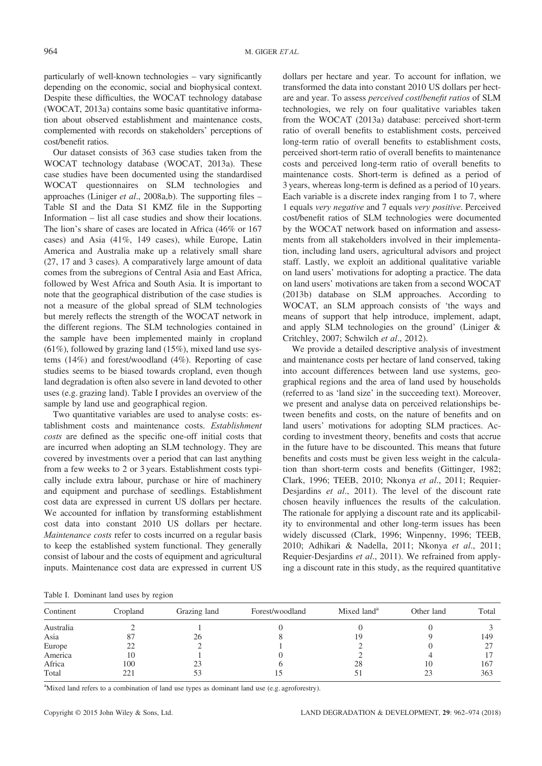particularly of well-known technologies – vary significantly depending on the economic, social and biophysical context. Despite these difficulties, the WOCAT technology database (WOCAT, 2013a) contains some basic quantitative information about observed establishment and maintenance costs, complemented with records on stakeholders' perceptions of cost/benefit ratios.

Our dataset consists of 363 case studies taken from the WOCAT technology database (WOCAT, 2013a). These case studies have been documented using the standardised WOCAT questionnaires on SLM technologies and approaches (Liniger *et al*., 2008a,b). The supporting files – Table SI and the Data S1 KMZ file in the Supporting Information – list all case studies and show their locations. The lion's share of cases are located in Africa (46% or 167 cases) and Asia (41%, 149 cases), while Europe, Latin America and Australia make up a relatively small share (27, 17 and 3 cases). A comparatively large amount of data comes from the subregions of Central Asia and East Africa, followed by West Africa and South Asia. It is important to note that the geographical distribution of the case studies is not a measure of the global spread of SLM technologies but merely reflects the strength of the WOCAT network in the different regions. The SLM technologies contained in the sample have been implemented mainly in cropland (61%), followed by grazing land (15%), mixed land use systems (14%) and forest/woodland (4%). Reporting of case studies seems to be biased towards cropland, even though land degradation is often also severe in land devoted to other uses (e.g. grazing land). Table I provides an overview of the sample by land use and geographical region.

Two quantitative variables are used to analyse costs: establishment costs and maintenance costs. *Establishment costs* are defined as the specific one-off initial costs that are incurred when adopting an SLM technology. They are covered by investments over a period that can last anything from a few weeks to 2 or 3 years. Establishment costs typically include extra labour, purchase or hire of machinery and equipment and purchase of seedlings. Establishment cost data are expressed in current US dollars per hectare. We accounted for inflation by transforming establishment cost data into constant 2010 US dollars per hectare. *Maintenance costs* refer to costs incurred on a regular basis to keep the established system functional. They generally consist of labour and the costs of equipment and agricultural inputs. Maintenance cost data are expressed in current US dollars per hectare and year. To account for inflation, we transformed the data into constant 2010 US dollars per hectare and year. To assess *perceived cost/benefit ratios* of SLM technologies, we rely on four qualitative variables taken from the WOCAT (2013a) database: perceived short-term ratio of overall benefits to establishment costs, perceived long-term ratio of overall benefits to establishment costs, perceived short-term ratio of overall benefits to maintenance costs and perceived long-term ratio of overall benefits to maintenance costs. Short-term is defined as a period of 3 years, whereas long-term is defined as a period of 10 years. Each variable is a discrete index ranging from 1 to 7, where 1 equals *very negative* and 7 equals *very positive*. Perceived cost/benefit ratios of SLM technologies were documented by the WOCAT network based on information and assessments from all stakeholders involved in their implementation, including land users, agricultural advisors and project staff. Lastly, we exploit an additional qualitative variable on land users' motivations for adopting a practice. The data on land users' motivations are taken from a second WOCAT (2013b) database on SLM approaches. According to WOCAT, an SLM approach consists of 'the ways and means of support that help introduce, implement, adapt, and apply SLM technologies on the ground' (Liniger & Critchley, 2007; Schwilch *et al*., 2012).

We provide a detailed descriptive analysis of investment and maintenance costs per hectare of land conserved, taking into account differences between land use systems, geographical regions and the area of land used by households (referred to as 'land size' in the succeeding text). Moreover, we present and analyse data on perceived relationships between benefits and costs, on the nature of benefits and on land users' motivations for adopting SLM practices. According to investment theory, benefits and costs that accrue in the future have to be discounted. This means that future benefits and costs must be given less weight in the calculation than short-term costs and benefits (Gittinger, 1982; Clark, 1996; TEEB, 2010; Nkonya *et al*., 2011; Requier-Desjardins *et al*., 2011). The level of the discount rate chosen heavily influences the results of the calculation. The rationale for applying a discount rate and its applicability to environmental and other long-term issues has been widely discussed (Clark, 1996; Winpenny, 1996; TEEB, 2010; Adhikari & Nadella, 2011; Nkonya *et al*., 2011; Requier-Desjardins *et al*., 2011). We refrained from applying a discount rate in this study, as the required quantitative

Table I. Dominant land uses by region

| Continent | Cropland | Grazing land | Forest/woodland | Mixed land[a] | Other land | Total |
|---|---|---|---|---|---|---|
| Australia | 2 | 1 | 0 | 0 | 0 | 3 |
| Asia | 87 | 26 | 8 | 19 | 9 | 149 |
| Europe | 22 | 2 | 1 | 2 | 0 | 27 |
| America | 10 | 1 | 0 | 2 | 4 | 17 |
| Africa | 100 | 23 | 6 | 28 | 10 | 167 |
| Total | 221 | 53 | 15 | 51 | 23 | 363 |

[a]Mixed land refers to a combination of land use types as dominant land use (e.g. agroforestry).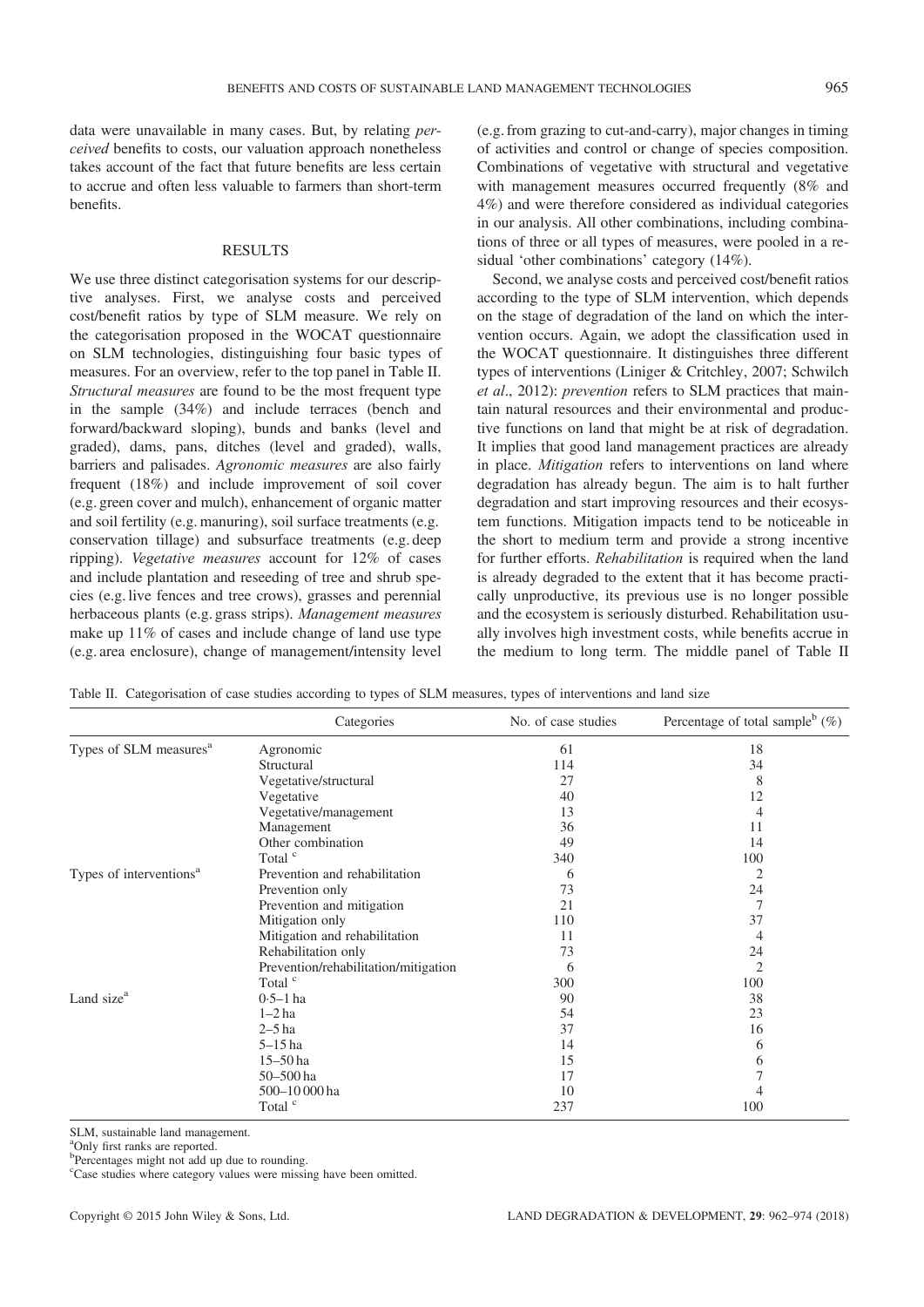data were unavailable in many cases. But, by relating *perceived* benefits to costs, our valuation approach nonetheless takes account of the fact that future benefits are less certain to accrue and often less valuable to farmers than short-term benefits.

## RESULTS

We use three distinct categorisation systems for our descriptive analyses. First, we analyse costs and perceived cost/benefit ratios by type of SLM measure. We rely on the categorisation proposed in the WOCAT questionnaire on SLM technologies, distinguishing four basic types of measures. For an overview, refer to the top panel in Table II. *Structural measures* are found to be the most frequent type in the sample (34%) and include terraces (bench and forward/backward sloping), bunds and banks (level and graded), dams, pans, ditches (level and graded), walls, barriers and palisades. *Agronomic measures* are also fairly frequent (18%) and include improvement of soil cover (e.g. green cover and mulch), enhancement of organic matter and soil fertility (e.g. manuring), soil surface treatments (e.g. conservation tillage) and subsurface treatments (e.g. deep ripping). *Vegetative measures* account for 12% of cases and include plantation and reseeding of tree and shrub species (e.g. live fences and tree crows), grasses and perennial herbaceous plants (e.g. grass strips). *Management measures* make up 11% of cases and include change of land use type (e.g. area enclosure), change of management/intensity level (e.g. from grazing to cut-and-carry), major changes in timing of activities and control or change of species composition. Combinations of vegetative with structural and vegetative with management measures occurred frequently (8% and 4%) and were therefore considered as individual categories in our analysis. All other combinations, including combinations of three or all types of measures, were pooled in a residual 'other combinations' category (14%).

Second, we analyse costs and perceived cost/benefit ratios according to the type of SLM intervention, which depends on the stage of degradation of the land on which the intervention occurs. Again, we adopt the classification used in the WOCAT questionnaire. It distinguishes three different types of interventions (Liniger & Critchley, 2007; Schwilch *et al*., 2012): *prevention* refers to SLM practices that maintain natural resources and their environmental and productive functions on land that might be at risk of degradation. It implies that good land management practices are already in place. *Mitigation* refers to interventions on land where degradation has already begun. The aim is to halt further degradation and start improving resources and their ecosystem functions. Mitigation impacts tend to be noticeable in the short to medium term and provide a strong incentive for further efforts. *Rehabilitation* is required when the land is already degraded to the extent that it has become practically unproductive, its previous use is no longer possible and the ecosystem is seriously disturbed. Rehabilitation usually involves high investment costs, while benefits accrue in the medium to long term. The middle panel of Table II

Table II. Categorisation of case studies according to types of SLM measures, types of interventions and land size

| | Categories | No. of case studies | Percentage of total sample[b] (%) |
|---|---|---|---|
| Types of SLM measures[a] | Agronomic | 61 | 18 |
| | Structural | 114 | 34 |
| | Vegetative/structural | 27 | 8 |
| | Vegetative | 40 | 12 |
| | Vegetative/management | 13 | 4 |
| | Management | 36 | 11 |
| | Other combination | 49 | 14 |
| | Total [c] | 340 | 100 |
| Types of interventions[a] | Prevention and rehabilitation | 6 | 2 |
| | Prevention only | 73 | 24 |
| | Prevention and mitigation | 21 | 7 |
| | Mitigation only | 110 | 37 |
| | Mitigation and rehabilitation | 11 | 4 |
| | Rehabilitation only | 73 | 24 |
| | Prevention/rehabilitation/mitigation | 6 | 2 |
| | Total [c] | 300 | 100 |
| Land size[a] | 0·5–1 ha | 90 | 38 |
| | 1–2 ha | 54 | 23 |
| | 2–5 ha | 37 | 16 |
| | 5–15 ha | 14 | 6 |
| | 15–50 ha | 15 | 6 |
| | 50–500 ha | 17 | 7 |
| | 500–10 000 ha | 10 | 4 |
| | Total [c] | 237 | 100 |

SLM, sustainable land management.
[a]Only first ranks are reported.
[b]Percentages might not add up due to rounding.
[c]Case studies where category values were missing have been omitted.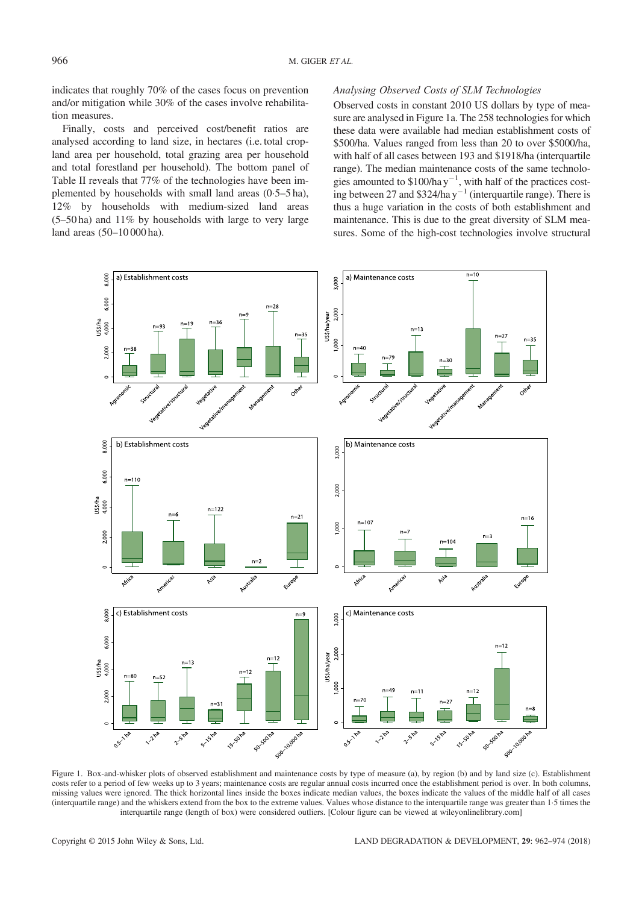indicates that roughly 70% of the cases focus on prevention and/or mitigation while 30% of the cases involve rehabilitation measures.

Finally, costs and perceived cost/benefit ratios are analysed according to land size, in hectares (i.e. total cropland area per household, total grazing area per household and total forestland per household). The bottom panel of Table II reveals that 77% of the technologies have been implemented by households with small land areas (0·5–5 ha), 12% by households with medium-sized land areas (5–50 ha) and 11% by households with large to very large land areas (50–10 000 ha).

*Analysing Observed Costs of SLM Technologies*

Observed costs in constant 2010 US dollars by type of measure are analysed in Figure 1a. The 258 technologies for which these data were available had median establishment costs of \$500/ha. Values ranged from less than 20 to over \$5000/ha, with half of all cases between 193 and \$1918/ha (interquartile range). The median maintenance costs of the same technologies amounted to \$100/ha $y^{-1}$, with half of the practices costing between 27 and \$324/ha $y^{-1}$ (interquartile range). There is thus a huge variation in the costs of both establishment and maintenance. This is due to the great diversity of SLM measures. Some of the high-cost technologies involve structural

Figure 1. Box-and-whisker plots of observed establishment and maintenance costs by type of measure (a), by region (b) and by land size (c). Establishment costs refer to a period of few weeks up to 3 years; maintenance costs are regular annual costs incurred once the establishment period is over. In both columns, missing values were ignored. The thick horizontal lines inside the boxes indicate median values, the boxes indicate the values of the middle half of all cases (interquartile range) and the whiskers extend from the box to the extreme values. Values whose distance to the interquartile range was greater than 1·5 times the interquartile range (length of box) were considered outliers. [Colour figure can be viewed at wileyonlinelibrary.com]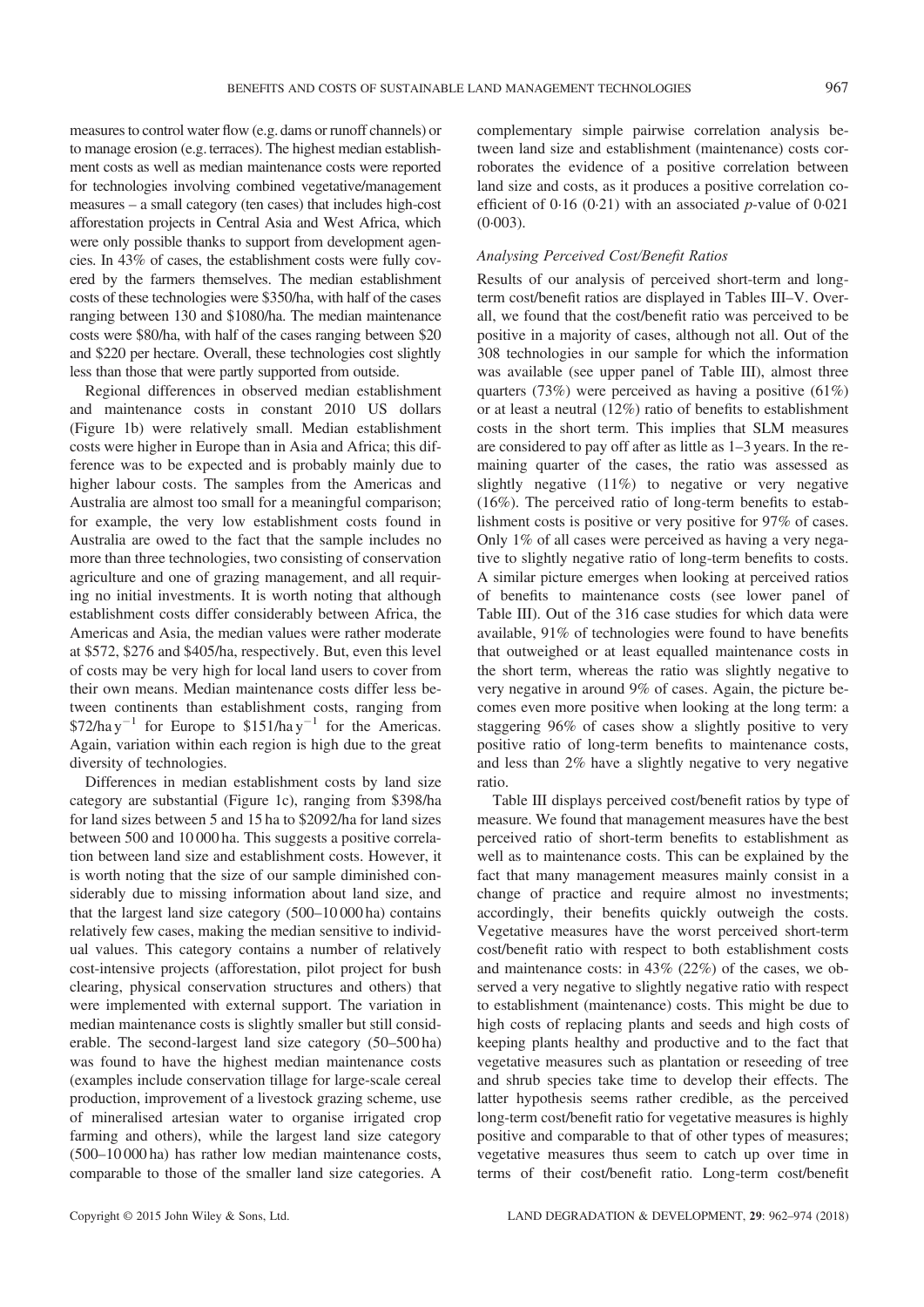measures to control water flow (e.g. dams or runoff channels) or to manage erosion (e.g. terraces). The highest median establishment costs as well as median maintenance costs were reported for technologies involving combined vegetative/management measures – a small category (ten cases) that includes high-cost afforestation projects in Central Asia and West Africa, which were only possible thanks to support from development agencies. In 43% of cases, the establishment costs were fully covered by the farmers themselves. The median establishment costs of these technologies were \$350/ha, with half of the cases ranging between 130 and \$1080/ha. The median maintenance costs were \$80/ha, with half of the cases ranging between \$20 and \$220 per hectare. Overall, these technologies cost slightly less than those that were partly supported from outside.

Regional differences in observed median establishment and maintenance costs in constant 2010 US dollars (Figure 1b) were relatively small. Median establishment costs were higher in Europe than in Asia and Africa; this difference was to be expected and is probably mainly due to higher labour costs. The samples from the Americas and Australia are almost too small for a meaningful comparison; for example, the very low establishment costs found in Australia are owed to the fact that the sample includes no more than three technologies, two consisting of conservation agriculture and one of grazing management, and all requiring no initial investments. It is worth noting that although establishment costs differ considerably between Africa, the Americas and Asia, the median values were rather moderate at \$572, \$276 and \$405/ha, respectively. But, even this level of costs may be very high for local land users to cover from their own means. Median maintenance costs differ less between continents than establishment costs, ranging from \$72/ha $y^{-1}$ for Europe to \$151/ha $y^{-1}$ for the Americas. Again, variation within each region is high due to the great diversity of technologies.

Differences in median establishment costs by land size category are substantial (Figure 1c), ranging from \$398/ha for land sizes between 5 and 15 ha to \$2092/ha for land sizes between 500 and 10 000 ha. This suggests a positive correlation between land size and establishment costs. However, it is worth noting that the size of our sample diminished considerably due to missing information about land size, and that the largest land size category (500–10 000 ha) contains relatively few cases, making the median sensitive to individual values. This category contains a number of relatively cost-intensive projects (afforestation, pilot project for bush clearing, physical conservation structures and others) that were implemented with external support. The variation in median maintenance costs is slightly smaller but still considerable. The second-largest land size category (50–500 ha) was found to have the highest median maintenance costs (examples include conservation tillage for large-scale cereal production, improvement of a livestock grazing scheme, use of mineralised artesian water to organise irrigated crop farming and others), while the largest land size category (500–10 000 ha) has rather low median maintenance costs, comparable to those of the smaller land size categories. A complementary simple pairwise correlation analysis between land size and establishment (maintenance) costs corroborates the evidence of a positive correlation between land size and costs, as it produces a positive correlation coefficient of 0·16 (0·21) with an associated $p$-value of 0·021 (0·003).

### *Analysing Perceived Cost/Benefit Ratios*

Results of our analysis of perceived short-term and long-term cost/benefit ratios are displayed in Tables III–V. Overall, we found that the cost/benefit ratio was perceived to be positive in a majority of cases, although not all. Out of the 308 technologies in our sample for which the information was available (see upper panel of Table III), almost three quarters (73%) were perceived as having a positive (61%) or at least a neutral (12%) ratio of benefits to establishment costs in the short term. This implies that SLM measures are considered to pay off after as little as 1–3 years. In the remaining quarter of the cases, the ratio was assessed as slightly negative (11%) to negative or very negative (16%). The perceived ratio of long-term benefits to establishment costs is positive or very positive for 97% of cases. Only 1% of all cases were perceived as having a very negative to slightly negative ratio of long-term benefits to costs. A similar picture emerges when looking at perceived ratios of benefits to maintenance costs (see lower panel of Table III). Out of the 316 case studies for which data were available, 91% of technologies were found to have benefits that outweighed or at least equalled maintenance costs in the short term, whereas the ratio was slightly negative to very negative in around 9% of cases. Again, the picture becomes even more positive when looking at the long term: a staggering 96% of cases show a slightly positive to very positive ratio of long-term benefits to maintenance costs, and less than 2% have a slightly negative to very negative ratio.

Table III displays perceived cost/benefit ratios by type of measure. We found that management measures have the best perceived ratio of short-term benefits to establishment as well as to maintenance costs. This can be explained by the fact that many management measures mainly consist in a change of practice and require almost no investments; accordingly, their benefits quickly outweigh the costs. Vegetative measures have the worst perceived short-term cost/benefit ratio with respect to both establishment costs and maintenance costs: in 43% (22%) of the cases, we observed a very negative to slightly negative ratio with respect to establishment (maintenance) costs. This might be due to high costs of replacing plants and seeds and high costs of keeping plants healthy and productive and to the fact that vegetative measures such as plantation or reseeding of tree and shrub species take time to develop their effects. The latter hypothesis seems rather credible, as the perceived long-term cost/benefit ratio for vegetative measures is highly positive and comparable to that of other types of measures; vegetative measures thus seem to catch up over time in terms of their cost/benefit ratio. Long-term cost/benefit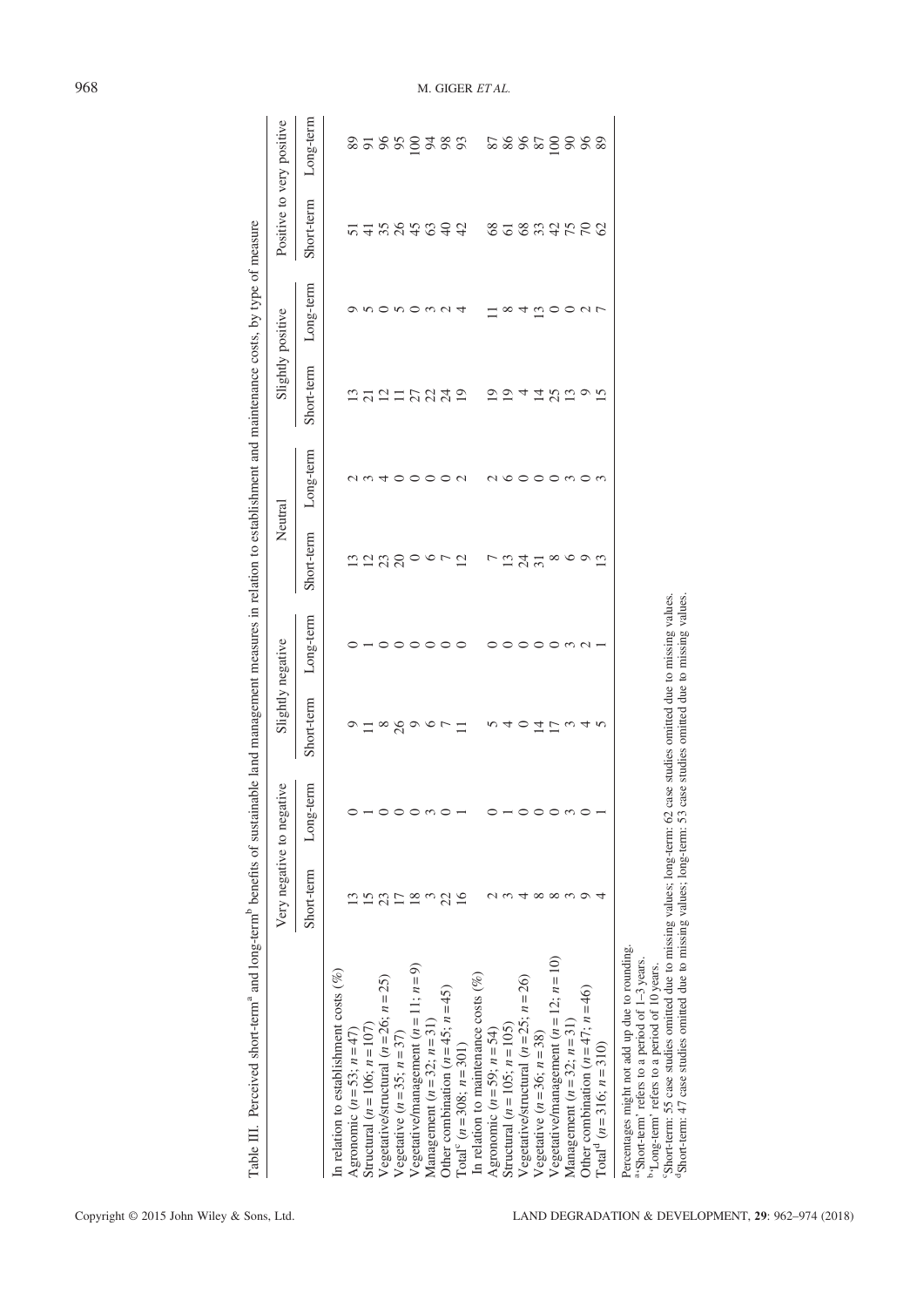Table III. Perceived short-term[a] and long-term[b] benefits of sustainable land management measures in relation to establishment and maintenance costs, by type of measure

| | Very negative to negative | | Slightly negative | | Neutral | | Slightly positive | | Positive to very positive | |
|---|---|---|---|---|---|---|---|---|---|---|
| | Short-term | Long-term | Short-term | Long-term | Short-term | Long-term | Short-term | Long-term | Short-term | Long-term |
| In relation to establishment costs (%) | | | | | | | | | | |
| Agronomic ($n = 53$; $n = 47$) | 13 | 0 | 9 | 0 | 13 | 2 | 13 | 9 | 51 | 89 |
| Structural ($n = 106$; $n = 107$) | 15 | 1 | 11 | 1 | 12 | 3 | 21 | 5 | 41 | 91 |
| Vegetative/structural ($n = 26$; $n = 25$) | 23 | 0 | 8 | 0 | 23 | 4 | 12 | 0 | 35 | 96 |
| Vegetative ($n = 35$; $n = 37$) | 17 | 0 | 26 | 0 | 20 | 0 | 11 | 5 | 26 | 95 |
| Vegetative/management ($n = 11$; $n = 9$) | 18 | 0 | 9 | 0 | 0 | 0 | 27 | 0 | 45 | 100 |
| Management ($n = 32$; $n = 31$) | 3 | 3 | 6 | 0 | 6 | 0 | 22 | 3 | 63 | 94 |
| Other combination ($n = 45$; $n = 45$) | 22 | 0 | 7 | 0 | 7 | 0 | 24 | 2 | 40 | 98 |
| Total[c] ($n = 308$; $n = 301$) | 16 | 1 | 11 | 0 | 12 | 2 | 19 | 4 | 42 | 93 |
| In relation to maintenance costs (%) | | | | | | | | | | |
| Agronomic ($n = 59$; $n = 54$) | 2 | 0 | 5 | 0 | 7 | 2 | 19 | 11 | 68 | 87 |
| Structural ($n = 105$; $n = 105$) | 3 | 1 | 4 | 0 | 13 | 6 | 19 | 8 | 61 | 86 |
| Vegetative/structural ($n = 25$; $n = 26$) | 4 | 0 | 0 | 0 | 24 | 0 | 4 | 4 | 68 | 96 |
| Vegetative ($n = 36$; $n = 38$) | 8 | 0 | 14 | 0 | 31 | 0 | 14 | 13 | 33 | 87 |
| Vegetative/management ($n = 12$; $n = 10$) | 8 | 0 | 17 | 0 | 8 | 0 | 25 | 0 | 42 | 100 |
| Management ($n = 32$; $n = 31$) | 3 | 3 | 3 | 3 | 6 | 3 | 13 | 0 | 75 | 90 |
| Other combination ($n = 47$; $n = 46$) | 9 | 0 | 4 | 2 | 9 | 0 | 9 | 2 | 70 | 96 |
| Total[d] ($n = 316$; $n = 310$) | 4 | 1 | 5 | 1 | 13 | 3 | 15 | 7 | 62 | 89 |

Percentages might not add up due to rounding.
[a]'Short-term' refers to a period of 1–3 years.
[b]'Long-term' refers to a period of 10 years.
[c]Short-term: 55 case studies omitted due to missing values; long-term: 62 case studies omitted due to missing values.
[d]Short-term: 47 case studies omitted due to missing values; long-term: 53 case studies omitted due to missing values.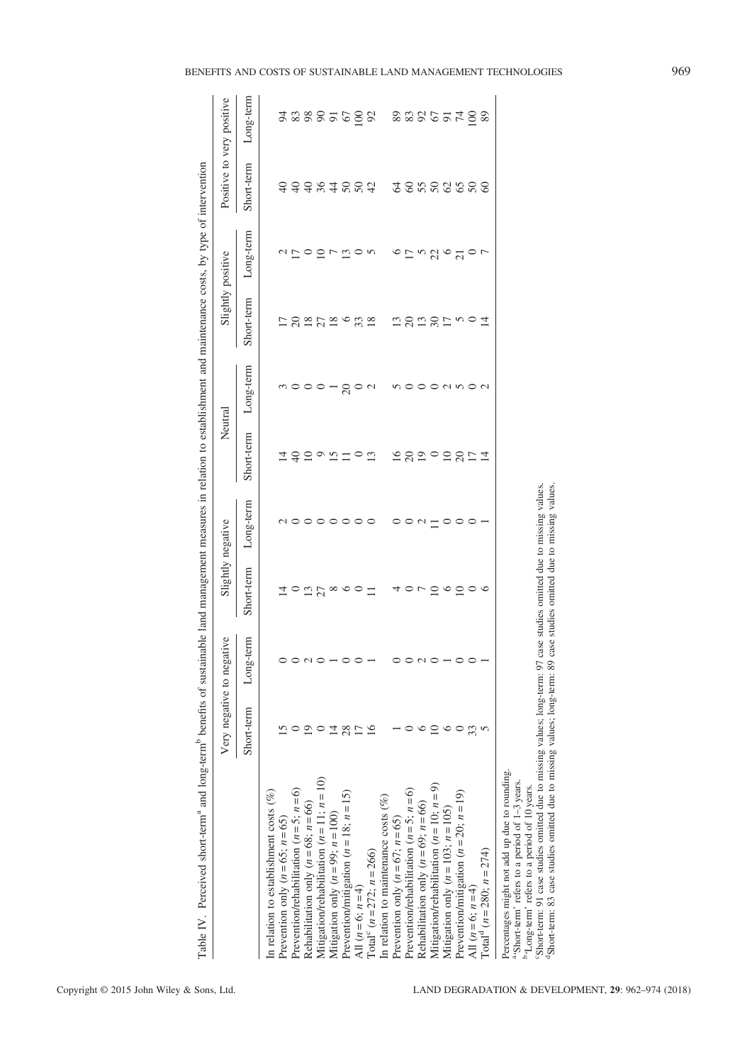Table IV. Perceived short-term[a] and long-term[b] benefits of sustainable land management measures in relation to establishment and maintenance costs, by type of intervention

| | Very negative to negative | | Slightly negative | | Neutral | | Slightly positive | | Positive to very positive | |
|---|---|---|---|---|---|---|---|---|---|---|
| | Short-term | Long-term | Short-term | Long-term | Short-term | Long-term | Short-term | Long-term | Short-term | Long-term |
| In relation to establishment costs (%) | | | | | | | | | | |
| Prevention only ($n = 65$; $n = 65$) | 15 | 0 | 14 | 2 | 14 | 3 | 17 | 2 | 40 | 94 |
| Prevention/rehabilitation ($n = 5$; $n = 6$) | 0 | 0 | 0 | 0 | 40 | 0 | 20 | 17 | 40 | 83 |
| Rehabilitation only ($n = 68$; $n = 66$) | 19 | 2 | 13 | 0 | 10 | 0 | 18 | 0 | 40 | 98 |
| Mitigation/rehabilitation ($n = 11$; $n = 10$) | 0 | 0 | 27 | 0 | 9 | 0 | 27 | 10 | 36 | 90 |
| Mitigation only ($n = 99$; $n = 100$) | 14 | 1 | 8 | 0 | 15 | 1 | 18 | 7 | 44 | 91 |
| Prevention/mitigation ($n = 18$; $n = 15$) | 28 | 0 | 6 | 0 | 11 | 20 | 6 | 13 | 50 | 67 |
| All ($n = 6$; $n = 4$) | 17 | 0 | 0 | 0 | 0 | 0 | 33 | 0 | 50 | 100 |
| Total[c] ($n = 272$; $n = 266$) | 16 | 1 | 11 | 0 | 13 | 2 | 18 | 5 | 42 | 92 |
| In relation to maintenance costs (%) | | | | | | | | | | |
| Prevention only ($n = 67$; $n = 65$) | 1 | 0 | 4 | 0 | 16 | 5 | 13 | 6 | 64 | 89 |
| Prevention/rehabilitation ($n = 5$; $n = 6$) | 0 | 0 | 0 | 0 | 20 | 0 | 20 | 17 | 60 | 83 |
| Rehabilitation only ($n = 69$; $n = 66$) | 6 | 2 | 7 | 2 | 19 | 0 | 13 | 5 | 55 | 92 |
| Mitigation/rehabilitation ($n = 10$; $n = 9$) | 10 | 0 | 10 | 11 | 0 | 0 | 30 | 22 | 50 | 67 |
| Mitigation only ($n = 103$; $n = 105$) | 6 | 1 | 6 | 0 | 10 | 2 | 17 | 6 | 62 | 91 |
| Prevention/mitigation ($n = 20$; $n = 19$) | 0 | 0 | 10 | 0 | 20 | 5 | 5 | 21 | 65 | 74 |
| All ($n = 6$; $n = 4$) | 33 | 0 | 0 | 0 | 17 | 0 | 0 | 0 | 50 | 100 |
| Total[d] ($n = 280$; $n = 274$) | 5 | 1 | 6 | 1 | 14 | 2 | 14 | 7 | 60 | 89 |

Percentages might not add up due to rounding.
[a]'Short-term' refers to a period of 1–3 years.
[b]'Long-term' refers to a period of 10 years.
[c]Short-term: 91 case studies omitted due to missing values; long-term: 97 case studies omitted due to missing values.
[d]Short-term: 83 case studies omitted due to missing values; long-term: 89 case studies omitted due to missing values.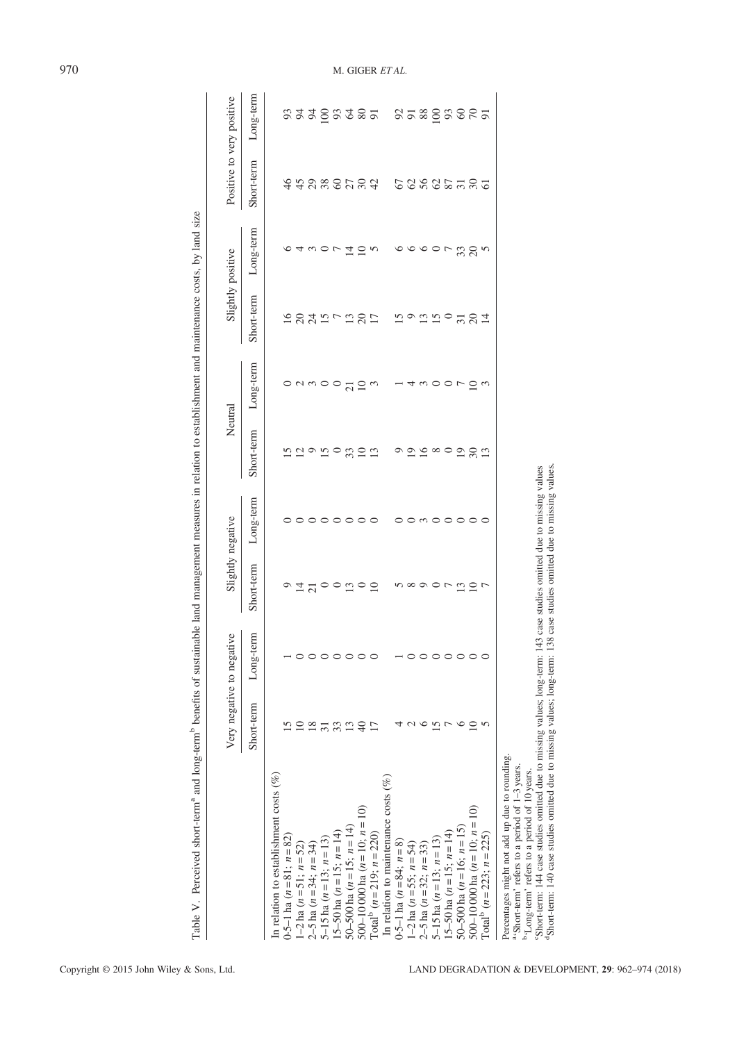Table V. Perceived short-term[a] and long-term[b] benefits of sustainable land management measures in relation to establishment and maintenance costs, by land size

| | Very negative to negative | | Slightly negative | | Neutral | | Slightly positive | | Positive to very positive | |
|---|---|---|---|---|---|---|---|---|---|---|
| | Short-term | Long-term | Short-term | Long-term | Short-term | Long-term | Short-term | Long-term | Short-term | Long-term |
| In relation to establishment costs (%) | | | | | | | | | | |
| 0·5–1 ha ($n$ = 81; $n$ = 82) | 15 | 1 | 9 | 0 | 15 | 0 | 16 | 6 | 46 | 93 |
| 1–2 ha ($n$ = 51; $n$ = 52) | 10 | 0 | 14 | 0 | 12 | 2 | 20 | 4 | 45 | 94 |
| 2–5 ha ($n$ = 34; $n$ = 34) | 18 | 0 | 21 | 0 | 9 | 3 | 24 | 3 | 29 | 94 |
| 5–15 ha ($n$ = 13; $n$ = 13) | 31 | 0 | 0 | 0 | 15 | 0 | 15 | 0 | 38 | 100 |
| 15–50 ha ($n$ = 15; $n$ = 14) | 33 | 0 | 0 | 0 | 0 | 0 | 7 | 7 | 60 | 93 |
| 50–500 ha ($n$ = 15; $n$ = 14) | 13 | 0 | 13 | 0 | 33 | 21 | 13 | 14 | 27 | 64 |
| 500–10 000 ha ($n$ = 10; $n$ = 10) | 40 | 0 | 0 | 0 | 10 | 10 | 20 | 10 | 30 | 80 |
| Total[b] ($n$ = 219; $n$ = 220) | 17 | 0 | 10 | 0 | 13 | 3 | 17 | 5 | 42 | 91 |
| In relation to maintenance costs (%) | | | | | | | | | | |
| 0·5–1 ha ($n$ = 84; $n$ = 8) | 4 | 1 | 5 | 0 | 9 | 1 | 15 | 6 | 67 | 92 |
| 1–2 ha ($n$ = 55; $n$ = 54) | 2 | 0 | 8 | 0 | 19 | 4 | 9 | 6 | 62 | 91 |
| 2–5 ha ($n$ = 32; $n$ = 33) | 6 | 0 | 9 | 3 | 16 | 3 | 13 | 6 | 56 | 88 |
| 5–15 ha ($n$ = 13; $n$ = 13) | 15 | 0 | 0 | 0 | 8 | 0 | 15 | 0 | 62 | 100 |
| 15–50 ha ($n$ = 15; $n$ = 14) | 7 | 0 | 7 | 0 | 0 | 0 | 0 | 7 | 87 | 93 |
| 50–500 ha ($n$ = 16; $n$ = 15) | 6 | 0 | 13 | 0 | 19 | 7 | 31 | 33 | 31 | 60 |
| 500–10 000 ha ($n$ = 10; $n$ = 10) | 10 | 0 | 10 | 0 | 30 | 10 | 20 | 20 | 30 | 70 |
| Total[b] ($n$ = 223; $n$ = 225) | 5 | 0 | 7 | 0 | 13 | 3 | 14 | 5 | 61 | 91 |

Percentages might not add up due to rounding.
[a]'Short-term' refers to a period of 1–3 years.
[b]'Long-term' refers to a period of 10 years.
[c]Short-term: 144 case studies omitted due to missing values; long-term: 143 case studies omitted due to missing values
[d]Short-term: 140 case studies omitted due to missing values; long-term: 138 case studies omitted due to missing values.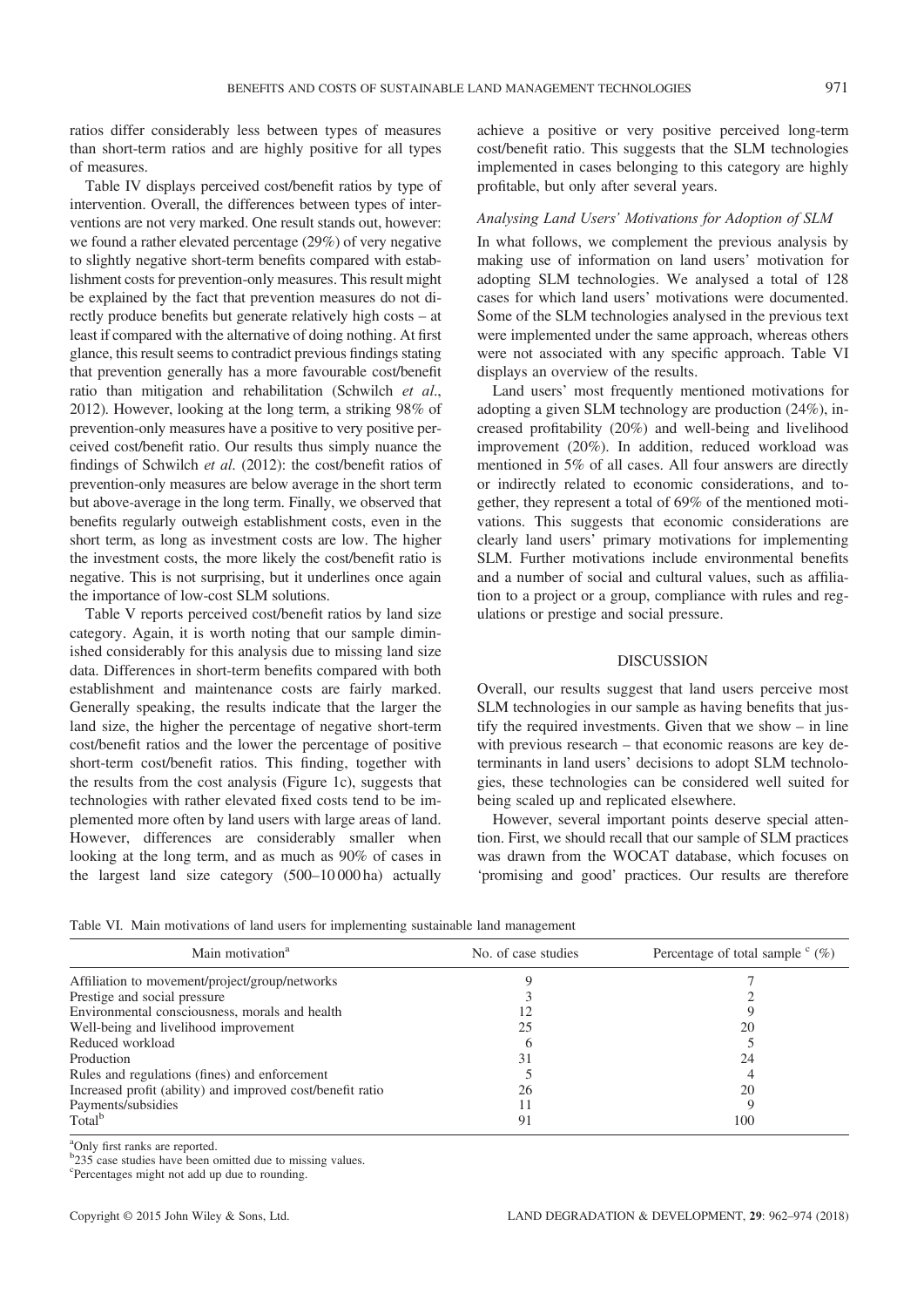ratios differ considerably less between types of measures than short-term ratios and are highly positive for all types of measures.

Table IV displays perceived cost/benefit ratios by type of intervention. Overall, the differences between types of interventions are not very marked. One result stands out, however: we found a rather elevated percentage (29%) of very negative to slightly negative short-term benefits compared with establishment costs for prevention-only measures. This result might be explained by the fact that prevention measures do not directly produce benefits but generate relatively high costs – at least if compared with the alternative of doing nothing. At first glance, this result seems to contradict previous findings stating that prevention generally has a more favourable cost/benefit ratio than mitigation and rehabilitation (Schwilch *et al*., 2012). However, looking at the long term, a striking 98% of prevention-only measures have a positive to very positive perceived cost/benefit ratio. Our results thus simply nuance the findings of Schwilch *et al*. (2012): the cost/benefit ratios of prevention-only measures are below average in the short term but above-average in the long term. Finally, we observed that benefits regularly outweigh establishment costs, even in the short term, as long as investment costs are low. The higher the investment costs, the more likely the cost/benefit ratio is negative. This is not surprising, but it underlines once again the importance of low-cost SLM solutions.

Table V reports perceived cost/benefit ratios by land size category. Again, it is worth noting that our sample diminished considerably for this analysis due to missing land size data. Differences in short-term benefits compared with both establishment and maintenance costs are fairly marked. Generally speaking, the results indicate that the larger the land size, the higher the percentage of negative short-term cost/benefit ratios and the lower the percentage of positive short-term cost/benefit ratios. This finding, together with the results from the cost analysis (Figure 1c), suggests that technologies with rather elevated fixed costs tend to be implemented more often by land users with large areas of land. However, differences are considerably smaller when looking at the long term, and as much as 90% of cases in the largest land size category (500–10 000 ha) actually achieve a positive or very positive perceived long-term cost/benefit ratio. This suggests that the SLM technologies implemented in cases belonging to this category are highly profitable, but only after several years.

### *Analysing Land Users' Motivations for Adoption of SLM*

In what follows, we complement the previous analysis by making use of information on land users' motivation for adopting SLM technologies. We analysed a total of 128 cases for which land users' motivations were documented. Some of the SLM technologies analysed in the previous text were implemented under the same approach, whereas others were not associated with any specific approach. Table VI displays an overview of the results.

Land users' most frequently mentioned motivations for adopting a given SLM technology are production (24%), increased profitability (20%) and well-being and livelihood improvement (20%). In addition, reduced workload was mentioned in 5% of all cases. All four answers are directly or indirectly related to economic considerations, and together, they represent a total of 69% of the mentioned motivations. This suggests that economic considerations are clearly land users' primary motivations for implementing SLM. Further motivations include environmental benefits and a number of social and cultural values, such as affiliation to a project or a group, compliance with rules and regulations or prestige and social pressure.

## DISCUSSION

Overall, our results suggest that land users perceive most SLM technologies in our sample as having benefits that justify the required investments. Given that we show – in line with previous research – that economic reasons are key determinants in land users' decisions to adopt SLM technologies, these technologies can be considered well suited for being scaled up and replicated elsewhere.

However, several important points deserve special attention. First, we should recall that our sample of SLM practices was drawn from the WOCAT database, which focuses on 'promising and good' practices. Our results are therefore

Table VI. Main motivations of land users for implementing sustainable land management

| Main motivation[a] | No. of case studies | Percentage of total sample [c] (%) |
|---|---|---|
| Affiliation to movement/project/group/networks | 9 | 7 |
| Prestige and social pressure | 3 | 2 |
| Environmental consciousness, morals and health | 12 | 9 |
| Well-being and livelihood improvement | 25 | 20 |
| Reduced workload | 6 | 5 |
| Production | 31 | 24 |
| Rules and regulations (fines) and enforcement | 5 | 4 |
| Increased profit (ability) and improved cost/benefit ratio | 26 | 20 |
| Payments/subsidies | 11 | 9 |
| Total[b] | 91 | 100 |

[a]Only first ranks are reported.
[b]235 case studies have been omitted due to missing values.
[c]Percentages might not add up due to rounding.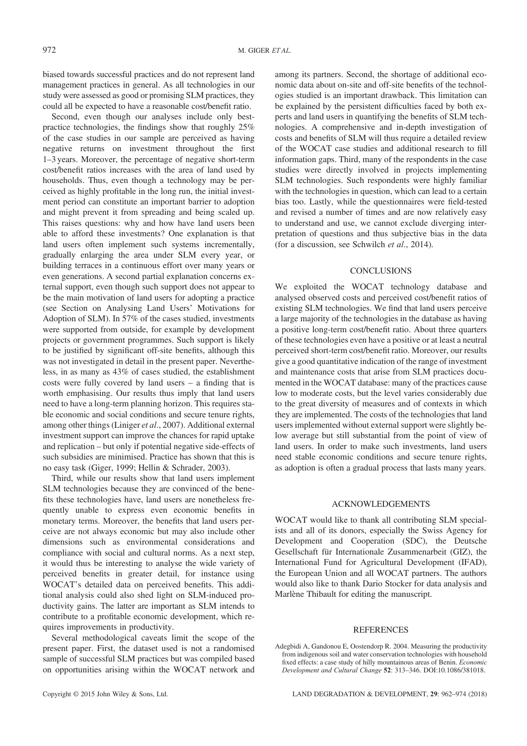biased towards successful practices and do not represent land management practices in general. As all technologies in our study were assessed as good or promising SLM practices, they could all be expected to have a reasonable cost/benefit ratio.

Second, even though our analyses include only best-practice technologies, the findings show that roughly 25% of the case studies in our sample are perceived as having negative returns on investment throughout the first 1–3 years. Moreover, the percentage of negative short-term cost/benefit ratios increases with the area of land used by households. Thus, even though a technology may be perceived as highly profitable in the long run, the initial investment period can constitute an important barrier to adoption and might prevent it from spreading and being scaled up. This raises questions: why and how have land users been able to afford these investments? One explanation is that land users often implement such systems incrementally, gradually enlarging the area under SLM every year, or building terraces in a continuous effort over many years or even generations. A second partial explanation concerns external support, even though such support does not appear to be the main motivation of land users for adopting a practice (see Section on Analysing Land Users' Motivations for Adoption of SLM). In 57% of the cases studied, investments were supported from outside, for example by development projects or government programmes. Such support is likely to be justified by significant off-site benefits, although this was not investigated in detail in the present paper. Nevertheless, in as many as 43% of cases studied, the establishment costs were fully covered by land users – a finding that is worth emphasising. Our results thus imply that land users need to have a long-term planning horizon. This requires stable economic and social conditions and secure tenure rights, among other things (Liniger *et al*., 2007). Additional external investment support can improve the chances for rapid uptake and replication – but only if potential negative side-effects of such subsidies are minimised. Practice has shown that this is no easy task (Giger, 1999; Hellin & Schrader, 2003).

Third, while our results show that land users implement SLM technologies because they are convinced of the benefits these technologies have, land users are nonetheless frequently unable to express even economic benefits in monetary terms. Moreover, the benefits that land users perceive are not always economic but may also include other dimensions such as environmental considerations and compliance with social and cultural norms. As a next step, it would thus be interesting to analyse the wide variety of perceived benefits in greater detail, for instance using WOCAT's detailed data on perceived benefits. This additional analysis could also shed light on SLM-induced productivity gains. The latter are important as SLM intends to contribute to a profitable economic development, which requires improvements in productivity.

Several methodological caveats limit the scope of the present paper. First, the dataset used is not a randomised sample of successful SLM practices but was compiled based on opportunities arising within the WOCAT network and among its partners. Second, the shortage of additional economic data about on-site and off-site benefits of the technologies studied is an important drawback. This limitation can be explained by the persistent difficulties faced by both experts and land users in quantifying the benefits of SLM technologies. A comprehensive and in-depth investigation of costs and benefits of SLM will thus require a detailed review of the WOCAT case studies and additional research to fill information gaps. Third, many of the respondents in the case studies were directly involved in projects implementing SLM technologies. Such respondents were highly familiar with the technologies in question, which can lead to a certain bias too. Lastly, while the questionnaires were field-tested and revised a number of times and are now relatively easy to understand and use, we cannot exclude diverging interpretation of questions and thus subjective bias in the data (for a discussion, see Schwilch *et al*., 2014).

## CONCLUSIONS

We exploited the WOCAT technology database and analysed observed costs and perceived cost/benefit ratios of existing SLM technologies. We find that land users perceive a large majority of the technologies in the database as having a positive long-term cost/benefit ratio. About three quarters of these technologies even have a positive or at least a neutral perceived short-term cost/benefit ratio. Moreover, our results give a good quantitative indication of the range of investment and maintenance costs that arise from SLM practices documented in the WOCAT database: many of the practices cause low to moderate costs, but the level varies considerably due to the great diversity of measures and of contexts in which they are implemented. The costs of the technologies that land users implemented without external support were slightly below average but still substantial from the point of view of land users. In order to make such investments, land users need stable economic conditions and secure tenure rights, as adoption is often a gradual process that lasts many years.

## ACKNOWLEDGEMENTS

WOCAT would like to thank all contributing SLM specialists and all of its donors, especially the Swiss Agency for Development and Cooperation (SDC), the Deutsche Gesellschaft für Internationale Zusammenarbeit (GIZ), the International Fund for Agricultural Development (IFAD), the European Union and all WOCAT partners. The authors would also like to thank Dario Stocker for data analysis and Marlène Thibault for editing the manuscript.

## REFERENCES

Adegbidi A, Gandonou E, Oostendorp R. 2004. Measuring the productivity from indigenous soil and water conservation technologies with household fixed effects: a case study of hilly mountainous areas of Benin. *Economic Development and Cultural Change* **52**: 313–346. DOI:10.1086/381018.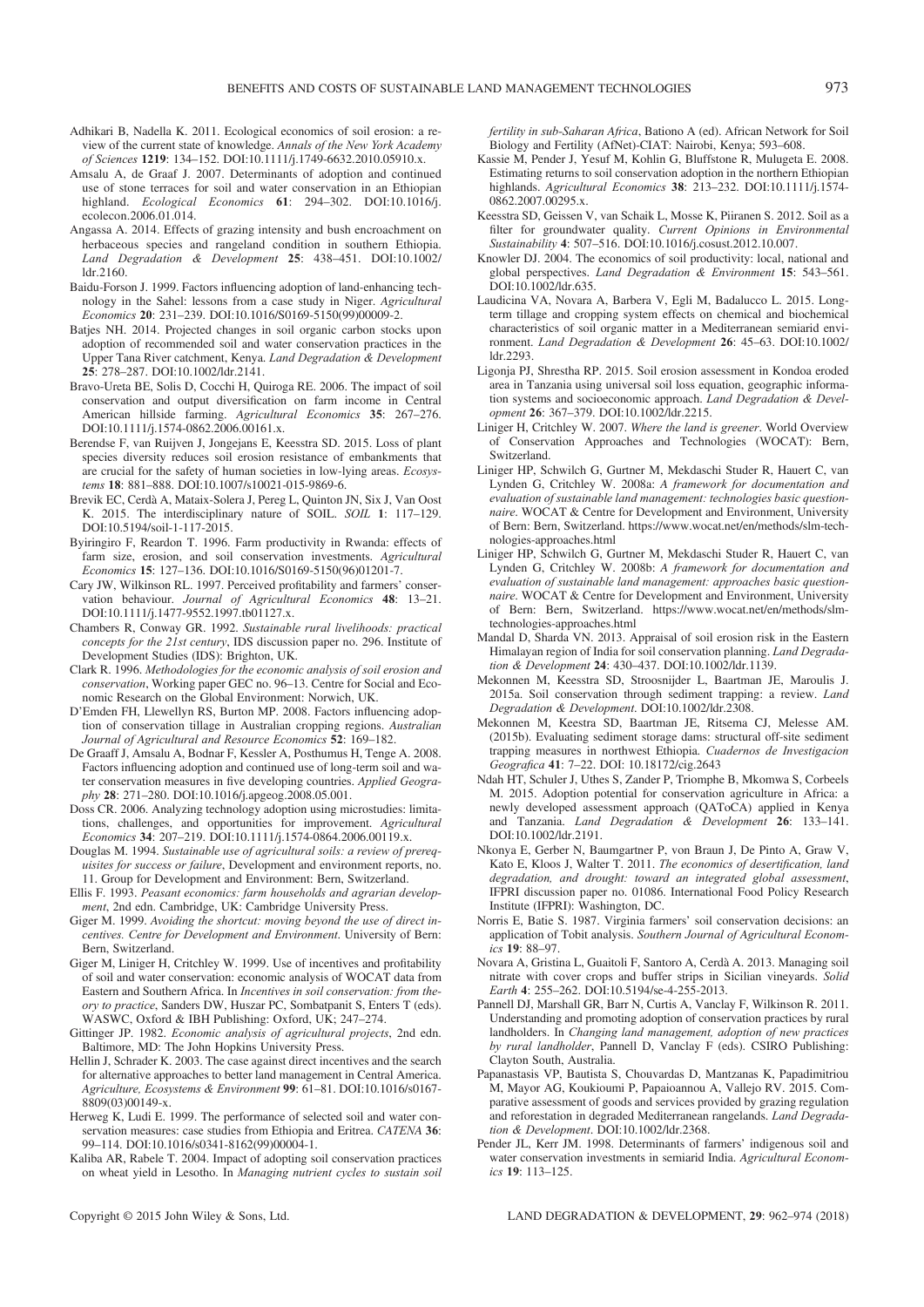Adhikari B, Nadella K. 2011. Ecological economics of soil erosion: a review of the current state of knowledge. *Annals of the New York Academy of Sciences* **1219**: 134–152. DOI:10.1111/j.1749-6632.2010.05910.x.

Amsalu A, de Graaf J. 2007. Determinants of adoption and continued use of stone terraces for soil and water conservation in an Ethiopian highland. *Ecological Economics* **61**: 294–302. DOI:10.1016/j.ecolecon.2006.01.014.

Angassa A. 2014. Effects of grazing intensity and bush encroachment on herbaceous species and rangeland condition in southern Ethiopia. *Land Degradation & Development* **25**: 438–451. DOI:10.1002/ldr.2160.

Baidu-Forson J. 1999. Factors influencing adoption of land-enhancing technology in the Sahel: lessons from a case study in Niger. *Agricultural Economics* **20**: 231–239. DOI:10.1016/S0169-5150(99)00009-2.

Batjes NH. 2014. Projected changes in soil organic carbon stocks upon adoption of recommended soil and water conservation practices in the Upper Tana River catchment, Kenya. *Land Degradation & Development* **25**: 278–287. DOI:10.1002/ldr.2141.

Bravo-Ureta BE, Solis D, Cocchi H, Quiroga RE. 2006. The impact of soil conservation and output diversification on farm income in Central American hillside farming. *Agricultural Economics* **35**: 267–276. DOI:10.1111/j.1574-0862.2006.00161.x.

Berendse F, van Ruijven J, Jongejans E, Keesstra SD. 2015. Loss of plant species diversity reduces soil erosion resistance of embankments that are crucial for the safety of human societies in low-lying areas. *Ecosystems* **18**: 881–888. DOI:10.1007/s10021-015-9869-6.

Brevik EC, Cerdà A, Mataix-Solera J, Pereg L, Quinton JN, Six J, Van Oost K. 2015. The interdisciplinary nature of SOIL. *SOIL* **1**: 117–129. DOI:10.5194/soil-1-117-2015.

Byiringiro F, Reardon T. 1996. Farm productivity in Rwanda: effects of farm size, erosion, and soil conservation investments. *Agricultural Economics* **15**: 127–136. DOI:10.1016/S0169-5150(96)01201-7.

Cary JW, Wilkinson RL. 1997. Perceived profitability and farmers' conservation behaviour. *Journal of Agricultural Economics* **48**: 13–21. DOI:10.1111/j.1477-9552.1997.tb01127.x.

Chambers R, Conway GR. 1992. *Sustainable rural livelihoods: practical concepts for the 21st century*, IDS discussion paper no. 296. Institute of Development Studies (IDS): Brighton, UK.

Clark R. 1996. *Methodologies for the economic analysis of soil erosion and conservation*, Working paper GEC no. 96–13. Centre for Social and Economic Research on the Global Environment: Norwich, UK.

D'Emden FH, Llewellyn RS, Burton MP. 2008. Factors influencing adoption of conservation tillage in Australian cropping regions. *Australian Journal of Agricultural and Resource Economics* **52**: 169–182.

De Graaff J, Amsalu A, Bodnar F, Kessler A, Posthumus H, Tenge A. 2008. Factors influencing adoption and continued use of long-term soil and water conservation measures in five developing countries. *Applied Geography* **28**: 271–280. DOI:10.1016/j.apgeog.2008.05.001.

Doss CR. 2006. Analyzing technology adoption using microstudies: limitations, challenges, and opportunities for improvement. *Agricultural Economics* **34**: 207–219. DOI:10.1111/j.1574-0864.2006.00119.x.

Douglas M. 1994. *Sustainable use of agricultural soils: a review of prerequisites for success or failure*, Development and environment reports, no. 11. Group for Development and Environment: Bern, Switzerland.

Ellis F. 1993. *Peasant economics: farm households and agrarian development*, 2nd edn. Cambridge, UK: Cambridge University Press.

Giger M. 1999. *Avoiding the shortcut: moving beyond the use of direct incentives. Centre for Development and Environment*. University of Bern: Bern, Switzerland.

Giger M, Liniger H, Critchley W. 1999. Use of incentives and profitability of soil and water conservation: economic analysis of WOCAT data from Eastern and Southern Africa. In *Incentives in soil conservation: from theory to practice*, Sanders DW, Huszar PC, Sombatpanit S, Enters T (eds). WASWC, Oxford & IBH Publishing: Oxford, UK; 247–274.

Gittinger JP. 1982. *Economic analysis of agricultural projects*, 2nd edn. Baltimore, MD: The John Hopkins University Press.

Hellin J, Schrader K. 2003. The case against direct incentives and the search for alternative approaches to better land management in Central America. *Agriculture, Ecosystems & Environment* **99**: 61–81. DOI:10.1016/s0167-8809(03)00149-x.

Herweg K, Ludi E. 1999. The performance of selected soil and water conservation measures: case studies from Ethiopia and Eritrea. *CATENA* **36**: 99–114. DOI:10.1016/s0341-8162(99)00004-1.

Kaliba AR, Rabele T. 2004. Impact of adopting soil conservation practices on wheat yield in Lesotho. In *Managing nutrient cycles to sustain soil fertility in sub-Saharan Africa*, Bationo A (ed). African Network for Soil Biology and Fertility (AfNet)-CIAT: Nairobi, Kenya; 593–608.

Kassie M, Pender J, Yesuf M, Kohlin G, Bluffstone R, Mulugeta E. 2008. Estimating returns to soil conservation adoption in the northern Ethiopian highlands. *Agricultural Economics* **38**: 213–232. DOI:10.1111/j.1574-0862.2007.00295.x.

Keesstra SD, Geissen V, van Schaik L, Mosse K, Piiranen S. 2012. Soil as a filter for groundwater quality. *Current Opinions in Environmental Sustainability* **4**: 507–516. DOI:10.1016/j.cosust.2012.10.007.

Knowler DJ. 2004. The economics of soil productivity: local, national and global perspectives. *Land Degradation & Environment* **15**: 543–561. DOI:10.1002/ldr.635.

Laudicina VA, Novara A, Barbera V, Egli M, Badalucco L. 2015. Long-term tillage and cropping system effects on chemical and biochemical characteristics of soil organic matter in a Mediterranean semiarid environment. *Land Degradation & Development* **26**: 45–63. DOI:10.1002/ldr.2293.

Ligonja PJ, Shrestha RP. 2015. Soil erosion assessment in Kondoa eroded area in Tanzania using universal soil loss equation, geographic information systems and socioeconomic approach. *Land Degradation & Development* **26**: 367–379. DOI:10.1002/ldr.2215.

Liniger H, Critchley W. 2007. *Where the land is greener*. World Overview of Conservation Approaches and Technologies (WOCAT): Bern, Switzerland.

Liniger HP, Schwilch G, Gurtner M, Mekdaschi Studer R, Hauert C, van Lynden G, Critchley W. 2008a: *A framework for documentation and evaluation of sustainable land management: technologies basic questionnaire*. WOCAT & Centre for Development and Environment, University of Bern: Bern, Switzerland. https://www.wocat.net/en/methods/slm-technologies-approaches.html

Liniger HP, Schwilch G, Gurtner M, Mekdaschi Studer R, Hauert C, van Lynden G, Critchley W. 2008b: *A framework for documentation and evaluation of sustainable land management: approaches basic questionnaire*. WOCAT & Centre for Development and Environment, University of Bern: Bern, Switzerland. https://www.wocat.net/en/methods/slm-technologies-approaches.html

Mandal D, Sharda VN. 2013. Appraisal of soil erosion risk in the Eastern Himalayan region of India for soil conservation planning. *Land Degradation & Development* **24**: 430–437. DOI:10.1002/ldr.1139.

Mekonnen M, Keesstra SD, Stroosnijder L, Baartman JE, Maroulis J. 2015a. Soil conservation through sediment trapping: a review. *Land Degradation & Development*. DOI:10.1002/ldr.2308.

Mekonnen M, Keestra SD, Baartman JE, Ritsema CJ, Melesse AM. (2015b). Evaluating sediment storage dams: structural off-site sediment trapping measures in northwest Ethiopia. *Cuadernos de Investigacion Geografica* **41**: 7–22. DOI: 10.18172/cig.2643

Ndah HT, Schuler J, Uthes S, Zander P, Triomphe B, Mkomwa S, Corbeels M. 2015. Adoption potential for conservation agriculture in Africa: a newly developed assessment approach (QAToCA) applied in Kenya and Tanzania. *Land Degradation & Development* **26**: 133–141. DOI:10.1002/ldr.2191.

Nkonya E, Gerber N, Baumgartner P, von Braun J, De Pinto A, Graw V, Kato E, Kloos J, Walter T. 2011. *The economics of desertification, land degradation, and drought: toward an integrated global assessment*, IFPRI discussion paper no. 01086. International Food Policy Research Institute (IFPRI): Washington, DC.

Norris E, Batie S. 1987. Virginia farmers' soil conservation decisions: an application of Tobit analysis. *Southern Journal of Agricultural Economics* **19**: 88–97.

Novara A, Gristina L, Guaitoli F, Santoro A, Cerdà A. 2013. Managing soil nitrate with cover crops and buffer strips in Sicilian vineyards. *Solid Earth* **4**: 255–262. DOI:10.5194/se-4-255-2013.

Pannell DJ, Marshall GR, Barr N, Curtis A, Vanclay F, Wilkinson R. 2011. Understanding and promoting adoption of conservation practices by rural landholders. In *Changing land management, adoption of new practices by rural landholder*, Pannell D, Vanclay F (eds). CSIRO Publishing: Clayton South, Australia.

Papanastasis VP, Bautista S, Chouvardas D, Mantzanas K, Papadimitriou M, Mayor AG, Koukioumi P, Papaioannou A, Vallejo RV. 2015. Comparative assessment of goods and services provided by grazing regulation and reforestation in degraded Mediterranean rangelands. *Land Degradation & Development*. DOI:10.1002/ldr.2368.

Pender JL, Kerr JM. 1998. Determinants of farmers' indigenous soil and water conservation investments in semiarid India. *Agricultural Economics* **19**: 113–125.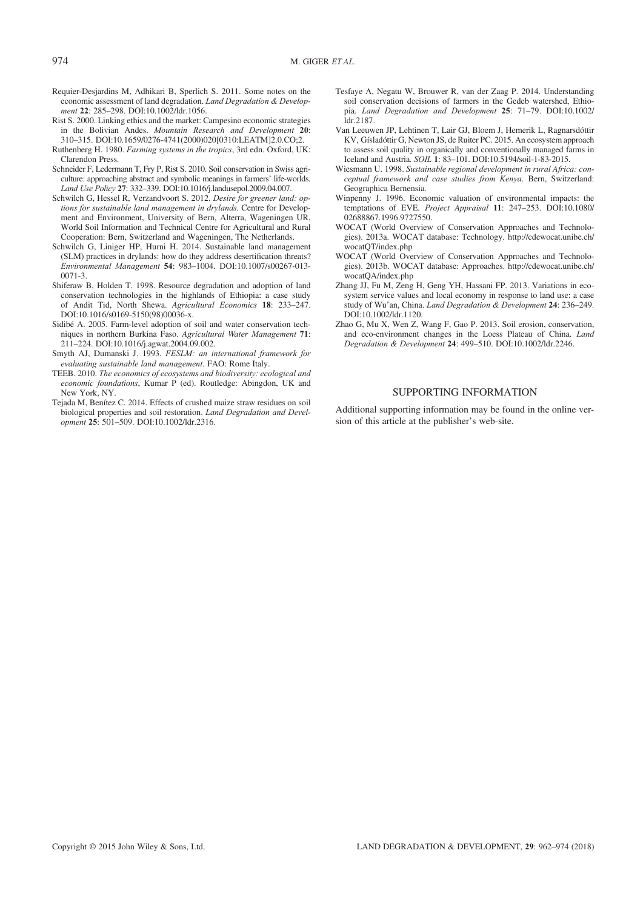Requier-Desjardins M, Adhikari B, Sperlich S. 2011. Some notes on the economic assessment of land degradation. *Land Degradation & Development* **22**: 285–298. DOI:10.1002/ldr.1056.

Rist S. 2000. Linking ethics and the market: Campesino economic strategies in the Bolivian Andes. *Mountain Research and Development* **20**: 310–315. DOI:10.1659/0276-4741(2000)020[0310:LEATM]2.0.CO;2.

Ruthenberg H. 1980. *Farming systems in the tropics*, 3rd edn. Oxford, UK: Clarendon Press.

Schneider F, Ledermann T, Fry P, Rist S. 2010. Soil conservation in Swiss agriculture: approaching abstract and symbolic meanings in farmers' life-worlds. *Land Use Policy* **27**: 332–339. DOI:10.1016/j.landusepol.2009.04.007.

Schwilch G, Hessel R, Verzandvoort S. 2012. *Desire for greener land: options for sustainable land management in drylands*. Centre for Development and Environment, University of Bern, Alterra, Wageningen UR, World Soil Information and Technical Centre for Agricultural and Rural Cooperation: Bern, Switzerland and Wageningen, The Netherlands.

Schwilch G, Liniger HP, Hurni H. 2014. Sustainable land management (SLM) practices in drylands: how do they address desertification threats? *Environmental Management* **54**: 983–1004. DOI:10.1007/s00267-013-0071-3.

Shiferaw B, Holden T. 1998. Resource degradation and adoption of land conservation technologies in the highlands of Ethiopia: a case study of Andit Tid, North Shewa. *Agricultural Economics* **18**: 233–247. DOI:10.1016/s0169-5150(98)00036-x.

Sidibé A. 2005. Farm-level adoption of soil and water conservation techniques in northern Burkina Faso. *Agricultural Water Management* **71**: 211–224. DOI:10.1016/j.agwat.2004.09.002.

Smyth AJ, Dumanski J. 1993. *FESLM: an international framework for evaluating sustainable land management*. FAO: Rome Italy.

TEEB. 2010. *The economics of ecosystems and biodiversity: ecological and economic foundations*, Kumar P (ed). Routledge: Abingdon, UK and New York, NY.

Tejada M, Benítez C. 2014. Effects of crushed maize straw residues on soil biological properties and soil restoration. *Land Degradation and Development* **25**: 501–509. DOI:10.1002/ldr.2316.

Tesfaye A, Negatu W, Brouwer R, van der Zaag P. 2014. Understanding soil conservation decisions of farmers in the Gedeb watershed, Ethiopia. *Land Degradation and Development* **25**: 71–79. DOI:10.1002/ldr.2187.

Van Leeuwen JP, Lehtinen T, Lair GJ, Bloem J, Hemerik L, Ragnarsdóttir KV, Gísladóttir G, Newton JS, de Ruiter PC. 2015. An ecosystem approach to assess soil quality in organically and conventionally managed farms in Iceland and Austria. *SOIL* **1**: 83–101. DOI:10.5194/soil-1-83-2015.

Wiesmann U. 1998. *Sustainable regional development in rural Africa: conceptual framework and case studies from Kenya*. Bern, Switzerland: Geographica Bernensia.

Winpenny J. 1996. Economic valuation of environmental impacts: the temptations of EVE. *Project Appraisal* **11**: 247–253. DOI:10.1080/02688867.1996.9727550.

WOCAT (World Overview of Conservation Approaches and Technologies). 2013a. WOCAT database: Technology. http://cdewocat.unibe.ch/wocatQT/index.php

WOCAT (World Overview of Conservation Approaches and Technologies). 2013b. WOCAT database: Approaches. http://cdewocat.unibe.ch/wocatQA/index.php

Zhang JJ, Fu M, Zeng H, Geng YH, Hassani FP. 2013. Variations in ecosystem service values and local economy in response to land use: a case study of Wu'an, China. *Land Degradation & Development* **24**: 236–249. DOI:10.1002/ldr.1120.

Zhao G, Mu X, Wen Z, Wang F, Gao P. 2013. Soil erosion, conservation, and eco-environment changes in the Loess Plateau of China. *Land Degradation & Development* **24**: 499–510. DOI:10.1002/ldr.2246.

## SUPPORTING INFORMATION

Additional supporting information may be found in the online version of this article at the publisher's web-site.